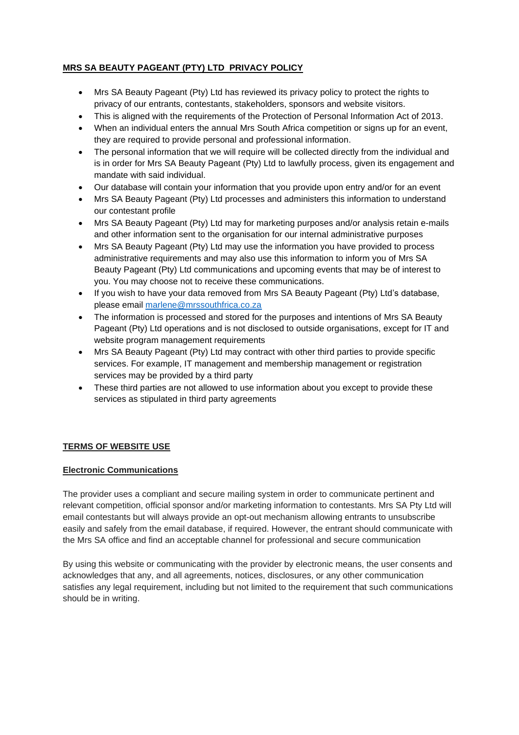## MRS SA BEAUTY PAGEANT (PTY) LTD PRIVACY POLICY

- Mrs SA Beauty Pageant (Pty) Ltd has reviewed its privacy policy to protect the rights to privacy of our entrants, contestants, stakeholders, sponsors and website visitors.
- This is aligned with the requirements of the Protection of Personal Information Act of 2013.
- When an individual enters the annual Mrs South Africa competition or signs up for an event, they are required to provide personal and professional information.
- The personal information that we will require will be collected directly from the individual and is in order for Mrs SA Beauty Pageant (Pty) Ltd to lawfully process, given its engagement and mandate with said individual.
- Our database will contain your information that you provide upon entry and/or for an event
- Mrs SA Beauty Pageant (Pty) Ltd processes and administers this information to understand our contestant profile
- Mrs SA Beauty Pageant (Pty) Ltd may for marketing purposes and/or analysis retain e-mails and other information sent to the organisation for our internal administrative purposes
- Mrs SA Beauty Pageant (Pty) Ltd may use the information you have provided to process administrative requirements and may also use this information to inform you of Mrs SA Beauty Pageant (Pty) Ltd communications and upcoming events that may be of interest to you. You may choose not to receive these communications.
- If you wish to have your data removed from Mrs SA Beauty Pageant (Pty) Ltd's database, please email [marlene@mrssouthfrica.co.za](mailto:marlene@mrssouthfrica.co.za)
- The information is processed and stored for the purposes and intentions of Mrs SA Beauty Pageant (Pty) Ltd operations and is not disclosed to outside organisations, except for IT and website program management requirements
- Mrs SA Beauty Pageant (Pty) Ltd may contract with other third parties to provide specific services. For example, IT management and membership management or registration services may be provided by a third party
- These third parties are not allowed to use information about you except to provide these services as stipulated in third party agreements

## TERMS OF WEBSITE USE

### Electronic Communications

The provider uses a compliant and secure mailing system in order to communicate pertinent and relevant competition, official sponsor and/or marketing information to contestants. Mrs SA Pty Ltd will email contestants but will always provide an opt-out mechanism allowing entrants to unsubscribe easily and safely from the email database, if required. However, the entrant should communicate with the Mrs SA office and find an acceptable channel for professional and secure communication

By using this website or communicating with the provider by electronic means, the user consents and acknowledges that any, and all agreements, notices, disclosures, or any other communication satisfies any legal requirement, including but not limited to the requirement that such communications should be in writing.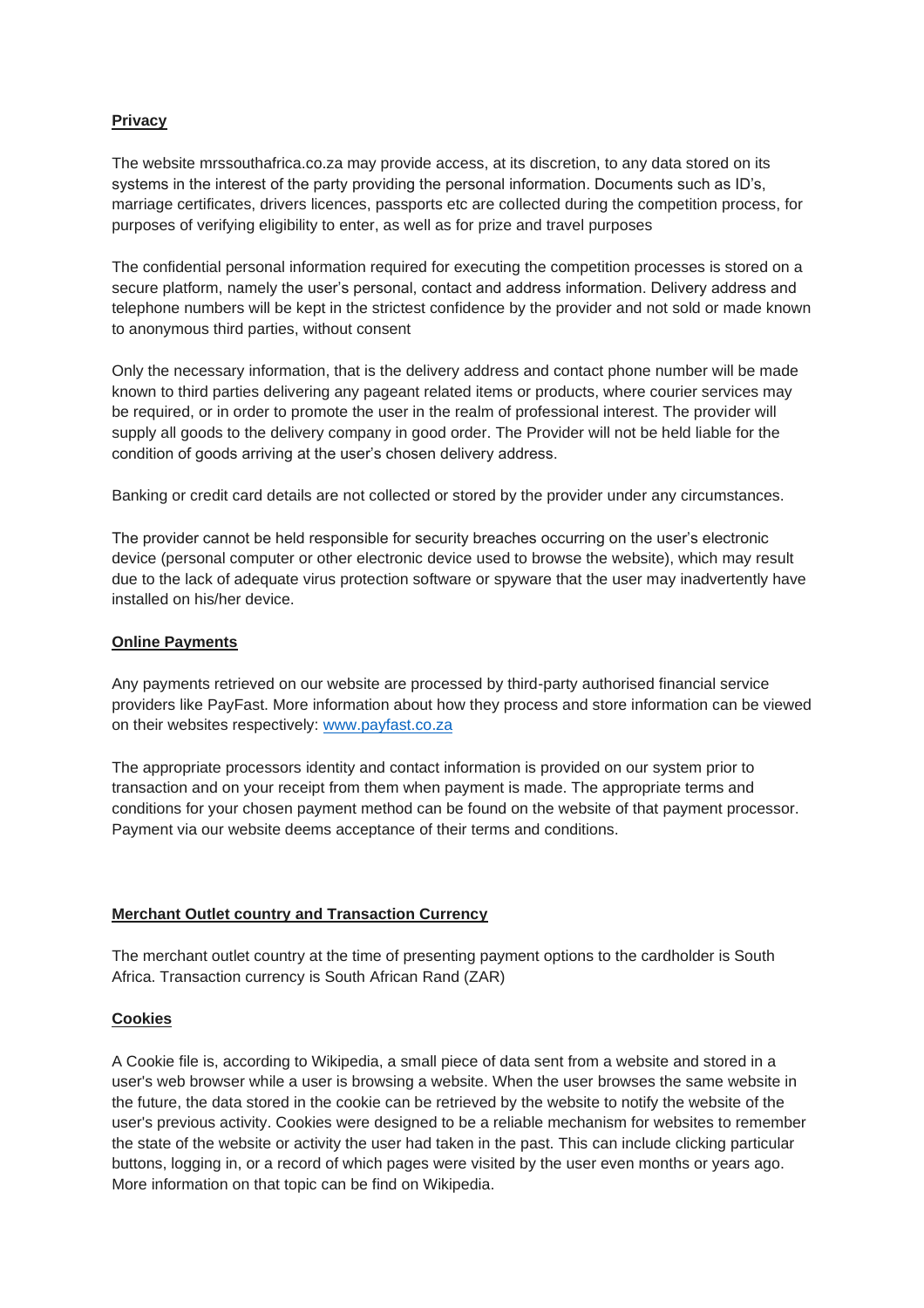**Privacy**

The website mrssouthafrica.co.za may provide access, at its discretion, to any data stored on its systems in the interest of the party providing the personal information. Documents such as ID's, marriage certificates, drivers licences, passports etc are collected during the competition process, for purposes of verifying eligibility to enter, as well as for prize and travel purposes

The confidential personal information required for executing the competition processes is stored on a secure platform, namely the user's personal, contact and address information. Delivery address and telephone numbers will be kept in the strictest confidence by the provider and not sold or made known to anonymous third parties, without consent

Only the necessary information, that is the delivery address and contact phone number will be made known to third parties delivering any pageant related items or products, where courier services may be required, or in order to promote the user in the realm of professional interest. The provider will supply all goods to the delivery company in good order. The Provider will not be held liable for the condition of goods arriving at the user's chosen delivery address.

Banking or credit card details are not collected or stored by the provider under any circumstances.

The provider cannot be held responsible for security breaches occurring on the user's electronic device (personal computer or other electronic device used to browse the website), which may result due to the lack of adequate virus protection software or spyware that the user may inadvertently have installed on his/her device.

**Online Payments**

Any payments retrieved on our website are processed by third-party authorised financial service providers like PayFast. More information about how they process and store information can be viewed on their websites respectively: [www.payfast.co.za](http://www.payfast.co.za)

The appropriate processors identity and contact information is provided on our system prior to transaction and on your receipt from them when payment is made. The appropriate terms and conditions for your chosen payment method can be found on the website of that payment processor. Payment via our website deems acceptance of their terms and conditions.

**Merchant Outlet country and Transaction Currency**

The merchant outlet country at the time of presenting payment options to the cardholder is South Africa. Transaction currency is South African Rand (ZAR)

**Cookies**

A Cookie file is, according to Wikipedia, a small piece of data sent from a website and stored in a user's web browser while a user is browsing a website. When the user browses the same website in the future, the data stored in the cookie can be retrieved by the website to notify the website of the user's previous activity. Cookies were designed to be a reliable mechanism for websites to remember the state of the website or activity the user had taken in the past. This can include clicking particular buttons, logging in, or a record of which pages were visited by the user even months or years ago. More information on that topic can be find on Wikipedia.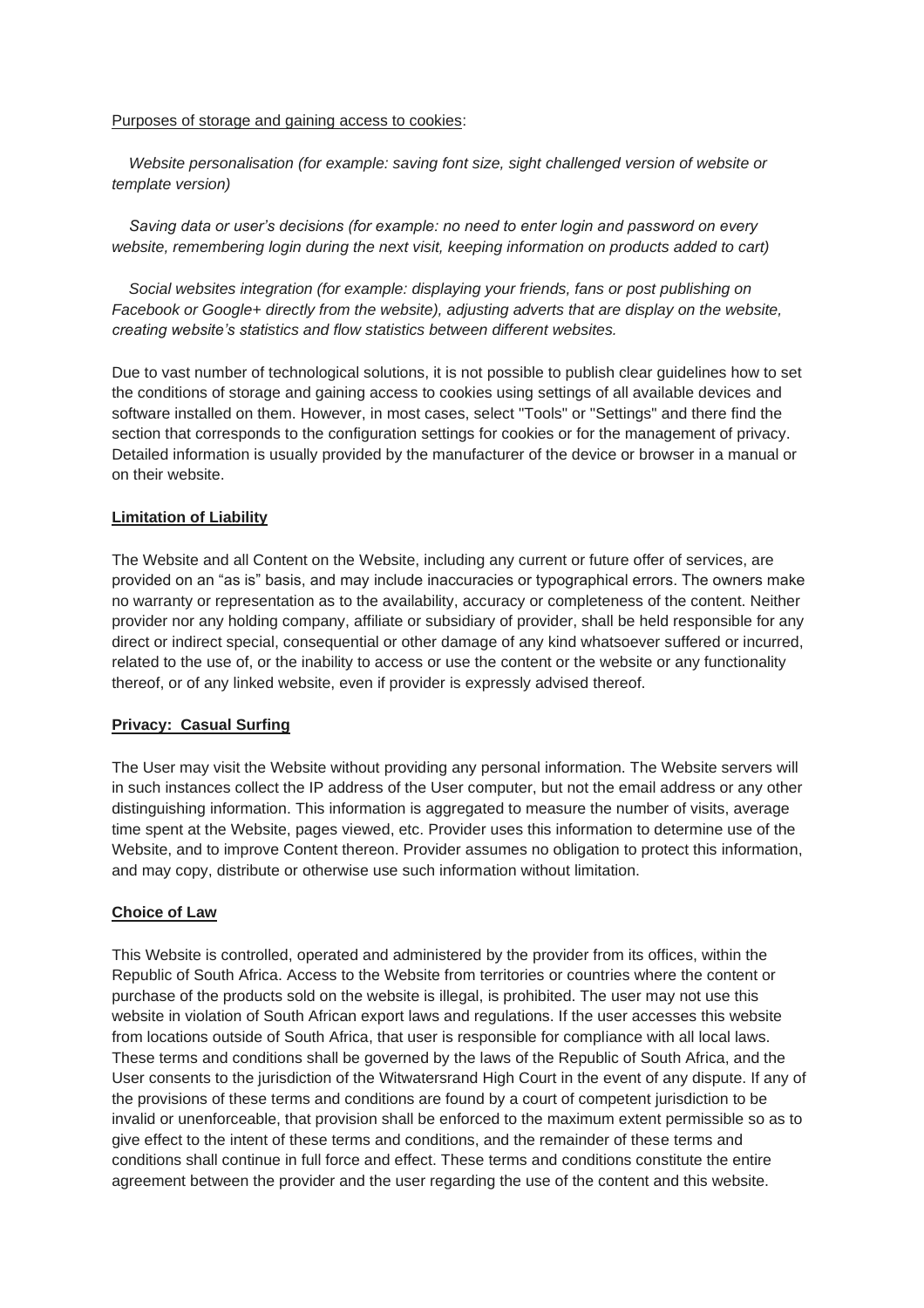Purposes of storage and gaining access to cookies:

*Website personalisation (for example: saving font size, sight challenged version of website or template version)*

*Saving data or user's decisions (for example: no need to enter login and password on every website, remembering login during the next visit, keeping information on products added to cart)*

*Social websites integration (for example: displaying your friends, fans or post publishing on Facebook or Google+ directly from the website), adjusting adverts that are display on the website, creating website's statistics and flow statistics between different websites.*

Due to vast number of technological solutions, it is not possible to publish clear guidelines how to set the conditions of storage and gaining access to cookies using settings of all available devices and software installed on them. However, in most cases, select "Tools" or "Settings" and there find the section that corresponds to the configuration settings for cookies or for the management of privacy. Detailed information is usually provided by the manufacturer of the device or browser in a manual or on their website.

**Limitation of Liability**

The Website and all Content on the Website, including any current or future offer of services, are provided on an "as is" basis, and may include inaccuracies or typographical errors. The owners make no warranty or representation as to the availability, accuracy or completeness of the content. Neither provider nor any holding company, affiliate or subsidiary of provider, shall be held responsible for any direct or indirect special, consequential or other damage of any kind whatsoever suffered or incurred, related to the use of, or the inability to access or use the content or the website or any functionality thereof, or of any linked website, even if provider is expressly advised thereof.

**Privacy: Casual Surfing**

The User may visit the Website without providing any personal information. The Website servers will in such instances collect the IP address of the User computer, but not the email address or any other distinguishing information. This information is aggregated to measure the number of visits, average time spent at the Website, pages viewed, etc. Provider uses this information to determine use of the Website, and to improve Content thereon. Provider assumes no obligation to protect this information, and may copy, distribute or otherwise use such information without limitation.

**Choice of Law**

This Website is controlled, operated and administered by the provider from its offices, within the Republic of South Africa. Access to the Website from territories or countries where the content or purchase of the products sold on the website is illegal, is prohibited. The user may not use this website in violation of South African export laws and regulations. If the user accesses this website from locations outside of South Africa, that user is responsible for compliance with all local laws. These terms and conditions shall be governed by the laws of the Republic of South Africa, and the User consents to the jurisdiction of the Witwatersrand High Court in the event of any dispute. If any of the provisions of these terms and conditions are found by a court of competent jurisdiction to be invalid or unenforceable, that provision shall be enforced to the maximum extent permissible so as to give effect to the intent of these terms and conditions, and the remainder of these terms and conditions shall continue in full force and effect. These terms and conditions constitute the entire agreement between the provider and the user regarding the use of the content and this website.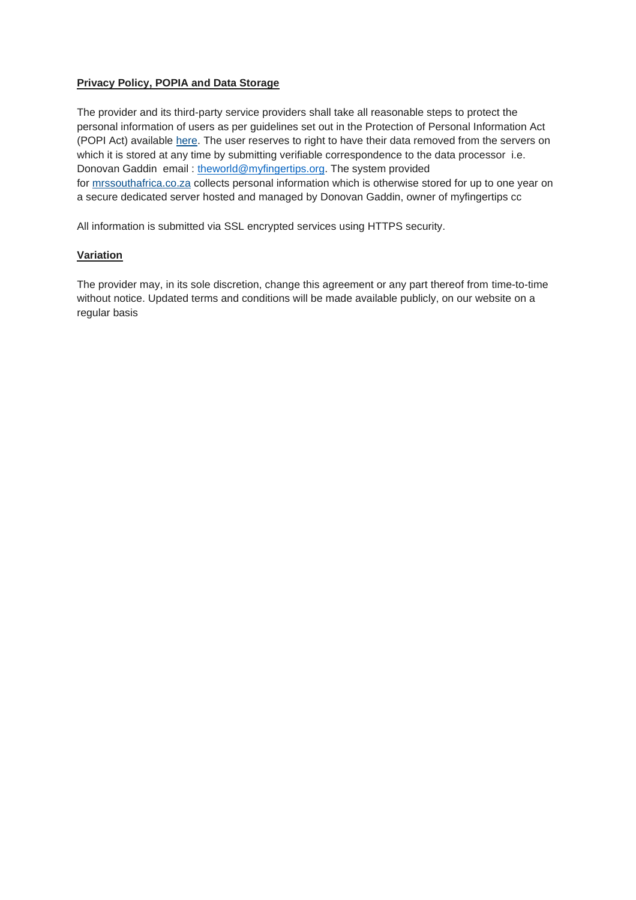**Privacy Policy, POPIA and Data Storage**

The provider and its third-party service providers shall take all reasonable steps to protect the personal information of users as per guidelines set out in the Protection of Personal Information Act (POPI Act) available here. The user reserves to right to have their data removed from the servers on which it is stored at any time by submitting verifiable correspondence to the data processor i.e. Donovan Gaddin email : theworld@myfingertips.org. The system provided for mrssouthafrica.co.za collects personal information which is otherwise stored for up to one year on a secure dedicated server hosted and managed by Donovan Gaddin, owner of myfingertips cc

All information is submitted via SSL encrypted services using HTTPS security.

**Variation**

The provider may, in its sole discretion, change this agreement or any part thereof from time-to-time without notice. Updated terms and conditions will be made available publicly, on our website on a regular basis